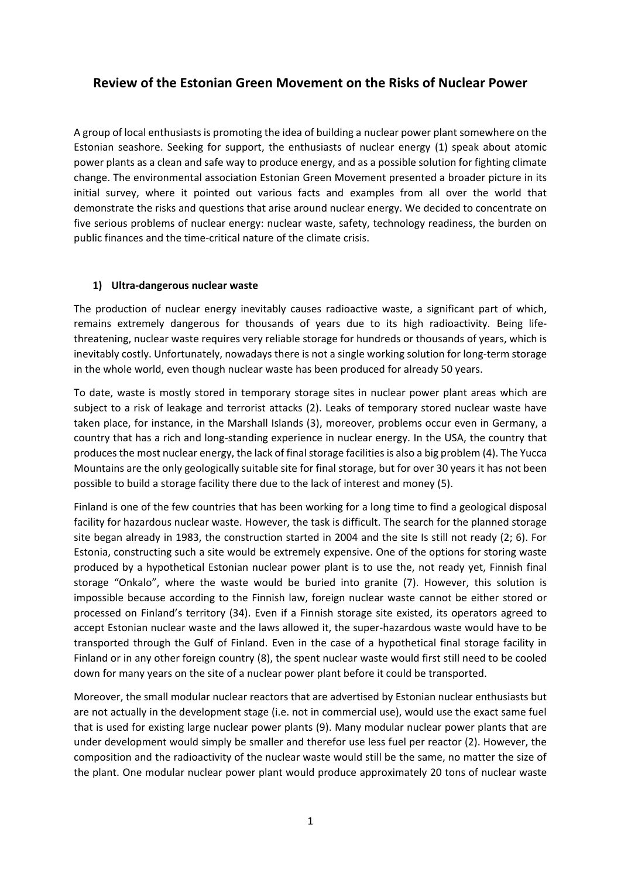# Review of the Estonian Green Movement on the Risks of Nuclear Power

A group of local enthusiasts is promoting the idea of building a nuclear power plant somewhere on the Estonian seashore. Seeking for support, the enthusiasts of nuclear energy (1) speak about atomic power plants as a clean and safe way to produce energy, and as a possible solution for fighting climate change. The environmental association Estonian Green Movement presented a broader picture in its initial survey, where it pointed out various facts and examples from all over the world that demonstrate the risks and questions that arise around nuclear energy. We decided to concentrate on five serious problems of nuclear energy: nuclear waste, safety, technology readiness, the burden on public finances and the time-critical nature of the climate crisis.

## 1) Ultra-dangerous nuclear waste

The production of nuclear energy inevitably causes radioactive waste, a significant part of which, remains extremely dangerous for thousands of years due to its high radioactivity. Being life-threatening, nuclear waste requires very reliable storage for hundreds or thousands of years, which is inevitably costly. Unfortunately, nowadays there is not a single working solution for long-term storage in the whole world, even though nuclear waste has been produced for already 50 years.

To date, waste is mostly stored in temporary storage sites in nuclear power plant areas which are subject to a risk of leakage and terrorist attacks (2). Leaks of temporary stored nuclear waste have taken place, for instance, in the Marshall Islands (3), moreover, problems occur even in Germany, a country that has a rich and long-standing experience in nuclear energy. In the USA, the country that produces the most nuclear energy, the lack of final storage facilities is also a big problem (4). The Yucca Mountains are the only geologically suitable site for final storage, but for over 30 years it has not been possible to build a storage facility there due to the lack of interest and money (5).

Finland is one of the few countries that has been working for a long time to find a geological disposal facility for hazardous nuclear waste. However, the task is difficult. The search for the planned storage site began already in 1983, the construction started in 2004 and the site Is still not ready (2; 6). For Estonia, constructing such a site would be extremely expensive. One of the options for storing waste produced by a hypothetical Estonian nuclear power plant is to use the, not ready yet, Finnish final storage "Onkalo", where the waste would be buried into granite (7). However, this solution is impossible because according to the Finnish law, foreign nuclear waste cannot be either stored or processed on Finland's territory (34). Even if a Finnish storage site existed, its operators agreed to accept Estonian nuclear waste and the laws allowed it, the super-hazardous waste would have to be transported through the Gulf of Finland. Even in the case of a hypothetical final storage facility in Finland or in any other foreign country (8), the spent nuclear waste would first still need to be cooled down for many years on the site of a nuclear power plant before it could be transported.

Moreover, the small modular nuclear reactors that are advertised by Estonian nuclear enthusiasts but are not actually in the development stage (i.e. not in commercial use), would use the exact same fuel that is used for existing large nuclear power plants (9). Many modular nuclear power plants that are under development would simply be smaller and therefor use less fuel per reactor (2). However, the composition and the radioactivity of the nuclear waste would still be the same, no matter the size of the plant. One modular nuclear power plant would produce approximately 20 tons of nuclear waste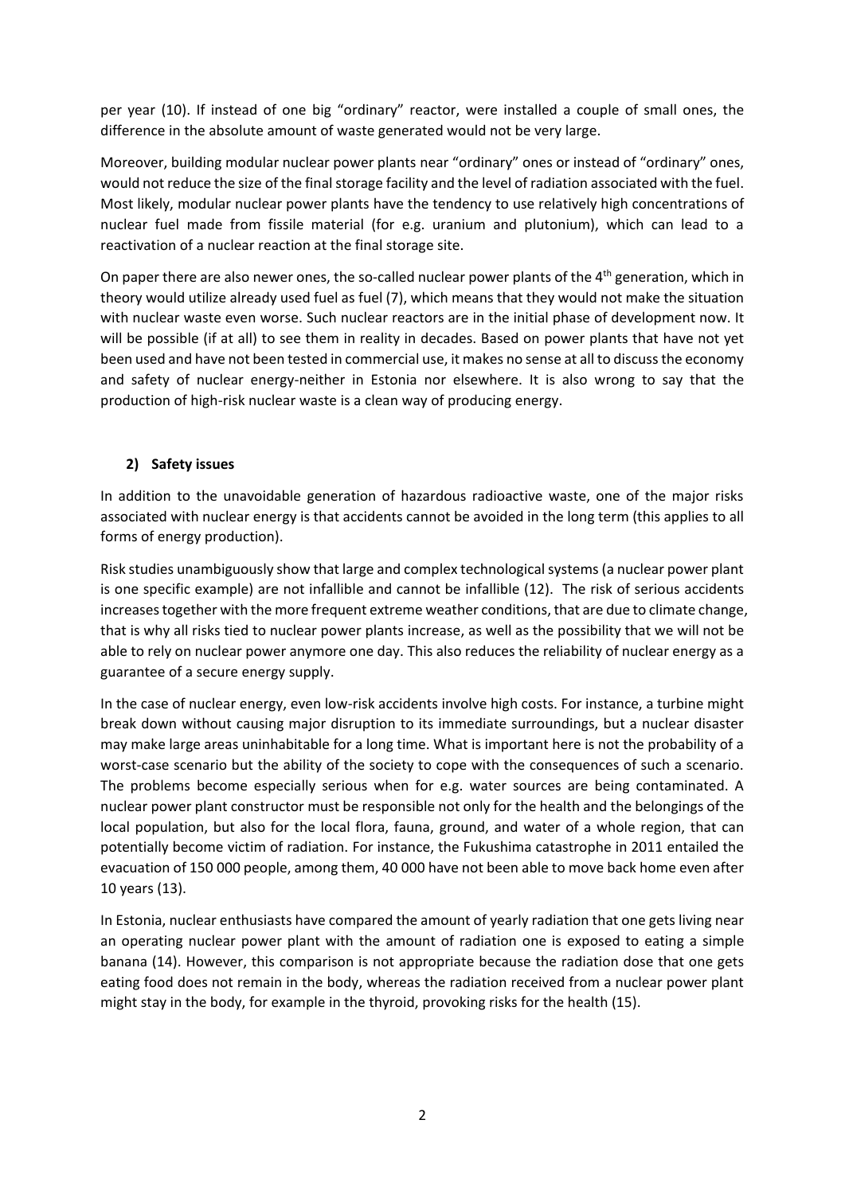per year (10). If instead of one big "ordinary" reactor, were installed a couple of small ones, the difference in the absolute amount of waste generated would not be very large.

Moreover, building modular nuclear power plants near "ordinary" ones or instead of "ordinary" ones, would not reduce the size of the final storage facility and the level of radiation associated with the fuel. Most likely, modular nuclear power plants have the tendency to use relatively high concentrations of nuclear fuel made from fissile material (for e.g. uranium and plutonium), which can lead to a reactivation of a nuclear reaction at the final storage site.

On paper there are also newer ones, the so-called nuclear power plants of the 4th generation, which in theory would utilize already used fuel as fuel (7), which means that they would not make the situation with nuclear waste even worse. Such nuclear reactors are in the initial phase of development now. It will be possible (if at all) to see them in reality in decades. Based on power plants that have not yet been used and have not been tested in commercial use, it makes no sense at all to discuss the economy and safety of nuclear energy-neither in Estonia nor elsewhere. It is also wrong to say that the production of high-risk nuclear waste is a clean way of producing energy.

## 2) Safety issues

In addition to the unavoidable generation of hazardous radioactive waste, one of the major risks associated with nuclear energy is that accidents cannot be avoided in the long term (this applies to all forms of energy production).

Risk studies unambiguously show that large and complex technological systems (a nuclear power plant is one specific example) are not infallible and cannot be infallible (12). The risk of serious accidents increases together with the more frequent extreme weather conditions, that are due to climate change, that is why all risks tied to nuclear power plants increase, as well as the possibility that we will not be able to rely on nuclear power anymore one day. This also reduces the reliability of nuclear energy as a guarantee of a secure energy supply.

In the case of nuclear energy, even low-risk accidents involve high costs. For instance, a turbine might break down without causing major disruption to its immediate surroundings, but a nuclear disaster may make large areas uninhabitable for a long time. What is important here is not the probability of a worst-case scenario but the ability of the society to cope with the consequences of such a scenario. The problems become especially serious when for e.g. water sources are being contaminated. A nuclear power plant constructor must be responsible not only for the health and the belongings of the local population, but also for the local flora, fauna, ground, and water of a whole region, that can potentially become victim of radiation. For instance, the Fukushima catastrophe in 2011 entailed the evacuation of 150 000 people, among them, 40 000 have not been able to move back home even after 10 years (13).

In Estonia, nuclear enthusiasts have compared the amount of yearly radiation that one gets living near an operating nuclear power plant with the amount of radiation one is exposed to eating a simple banana (14). However, this comparison is not appropriate because the radiation dose that one gets eating food does not remain in the body, whereas the radiation received from a nuclear power plant might stay in the body, for example in the thyroid, provoking risks for the health (15).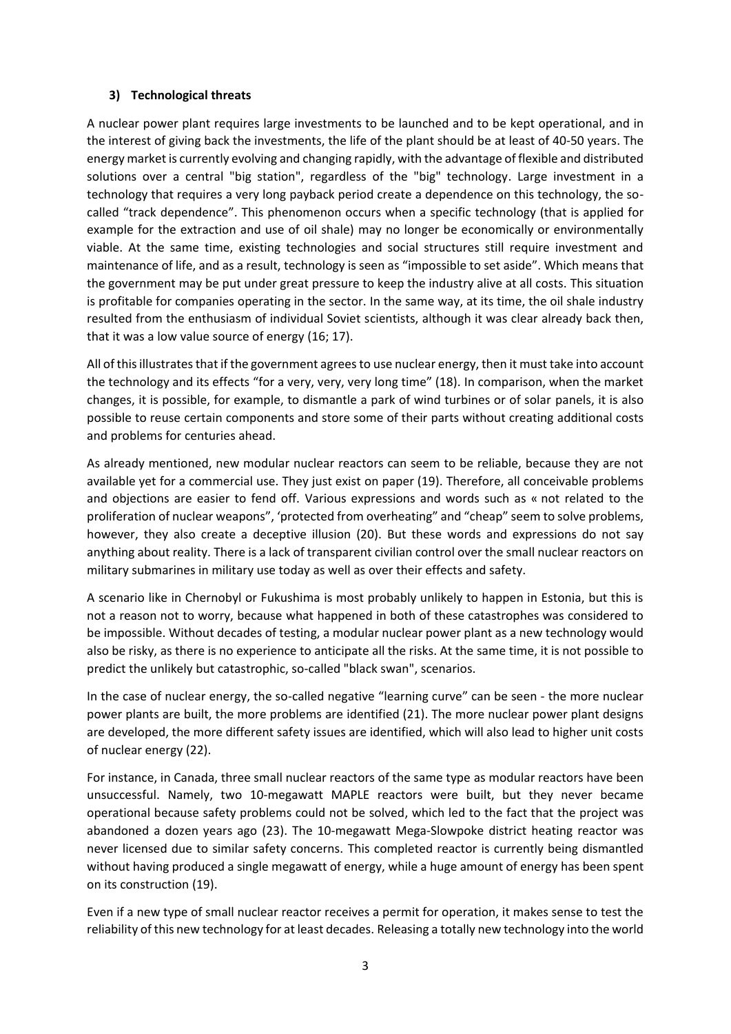### 3) Technological threats

A nuclear power plant requires large investments to be launched and to be kept operational, and in the interest of giving back the investments, the life of the plant should be at least of 40-50 years. The energy market is currently evolving and changing rapidly, with the advantage of flexible and distributed solutions over a central "big station", regardless of the "big" technology. Large investment in a technology that requires a very long payback period create a dependence on this technology, the so-called "track dependence". This phenomenon occurs when a specific technology (that is applied for example for the extraction and use of oil shale) may no longer be economically or environmentally viable. At the same time, existing technologies and social structures still require investment and maintenance of life, and as a result, technology is seen as "impossible to set aside". Which means that the government may be put under great pressure to keep the industry alive at all costs. This situation is profitable for companies operating in the sector. In the same way, at its time, the oil shale industry resulted from the enthusiasm of individual Soviet scientists, although it was clear already back then, that it was a low value source of energy (16; 17).

All of this illustrates that if the government agrees to use nuclear energy, then it must take into account the technology and its effects "for a very, very, very long time" (18). In comparison, when the market changes, it is possible, for example, to dismantle a park of wind turbines or of solar panels, it is also possible to reuse certain components and store some of their parts without creating additional costs and problems for centuries ahead.

As already mentioned, new modular nuclear reactors can seem to be reliable, because they are not available yet for a commercial use. They just exist on paper (19). Therefore, all conceivable problems and objections are easier to fend off. Various expressions and words such as « not related to the proliferation of nuclear weapons", 'protected from overheating" and "cheap" seem to solve problems, however, they also create a deceptive illusion (20). But these words and expressions do not say anything about reality. There is a lack of transparent civilian control over the small nuclear reactors on military submarines in military use today as well as over their effects and safety.

A scenario like in Chernobyl or Fukushima is most probably unlikely to happen in Estonia, but this is not a reason not to worry, because what happened in both of these catastrophes was considered to be impossible. Without decades of testing, a modular nuclear power plant as a new technology would also be risky, as there is no experience to anticipate all the risks. At the same time, it is not possible to predict the unlikely but catastrophic, so-called "black swan", scenarios.

In the case of nuclear energy, the so-called negative "learning curve" can be seen - the more nuclear power plants are built, the more problems are identified (21). The more nuclear power plant designs are developed, the more different safety issues are identified, which will also lead to higher unit costs of nuclear energy (22).

For instance, in Canada, three small nuclear reactors of the same type as modular reactors have been unsuccessful. Namely, two 10-megawatt MAPLE reactors were built, but they never became operational because safety problems could not be solved, which led to the fact that the project was abandoned a dozen years ago (23). The 10-megawatt Mega-Slowpoke district heating reactor was never licensed due to similar safety concerns. This completed reactor is currently being dismantled without having produced a single megawatt of energy, while a huge amount of energy has been spent on its construction (19).

Even if a new type of small nuclear reactor receives a permit for operation, it makes sense to test the reliability of this new technology for at least decades. Releasing a totally new technology into the world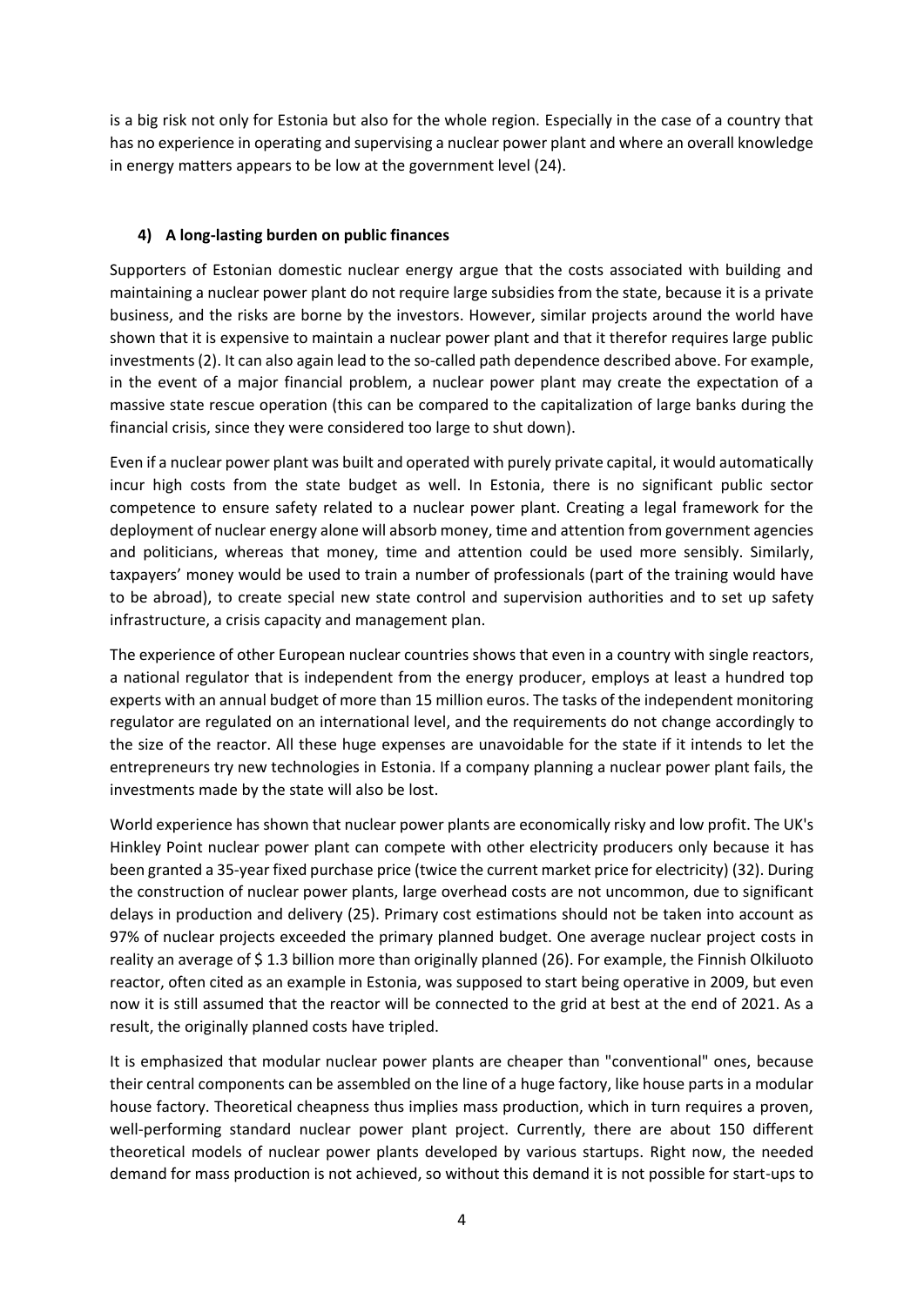is a big risk not only for Estonia but also for the whole region. Especially in the case of a country that has no experience in operating and supervising a nuclear power plant and where an overall knowledge in energy matters appears to be low at the government level (24).

### 4) A long-lasting burden on public finances

Supporters of Estonian domestic nuclear energy argue that the costs associated with building and maintaining a nuclear power plant do not require large subsidies from the state, because it is a private business, and the risks are borne by the investors. However, similar projects around the world have shown that it is expensive to maintain a nuclear power plant and that it therefor requires large public investments (2). It can also again lead to the so-called path dependence described above. For example, in the event of a major financial problem, a nuclear power plant may create the expectation of a massive state rescue operation (this can be compared to the capitalization of large banks during the financial crisis, since they were considered too large to shut down).

Even if a nuclear power plant was built and operated with purely private capital, it would automatically incur high costs from the state budget as well. In Estonia, there is no significant public sector competence to ensure safety related to a nuclear power plant. Creating a legal framework for the deployment of nuclear energy alone will absorb money, time and attention from government agencies and politicians, whereas that money, time and attention could be used more sensibly. Similarly, taxpayers' money would be used to train a number of professionals (part of the training would have to be abroad), to create special new state control and supervision authorities and to set up safety infrastructure, a crisis capacity and management plan.

The experience of other European nuclear countries shows that even in a country with single reactors, a national regulator that is independent from the energy producer, employs at least a hundred top experts with an annual budget of more than 15 million euros. The tasks of the independent monitoring regulator are regulated on an international level, and the requirements do not change accordingly to the size of the reactor. All these huge expenses are unavoidable for the state if it intends to let the entrepreneurs try new technologies in Estonia. If a company planning a nuclear power plant fails, the investments made by the state will also be lost.

World experience has shown that nuclear power plants are economically risky and low profit. The UK's Hinkley Point nuclear power plant can compete with other electricity producers only because it has been granted a 35-year fixed purchase price (twice the current market price for electricity) (32). During the construction of nuclear power plants, large overhead costs are not uncommon, due to significant delays in production and delivery (25). Primary cost estimations should not be taken into account as 97% of nuclear projects exceeded the primary planned budget. One average nuclear project costs in reality an average of $ 1.3 billion more than originally planned (26). For example, the Finnish Olkiluoto reactor, often cited as an example in Estonia, was supposed to start being operative in 2009, but even now it is still assumed that the reactor will be connected to the grid at best at the end of 2021. As a result, the originally planned costs have tripled.

It is emphasized that modular nuclear power plants are cheaper than "conventional" ones, because their central components can be assembled on the line of a huge factory, like house parts in a modular house factory. Theoretical cheapness thus implies mass production, which in turn requires a proven, well-performing standard nuclear power plant project. Currently, there are about 150 different theoretical models of nuclear power plants developed by various startups. Right now, the needed demand for mass production is not achieved, so without this demand it is not possible for start-ups to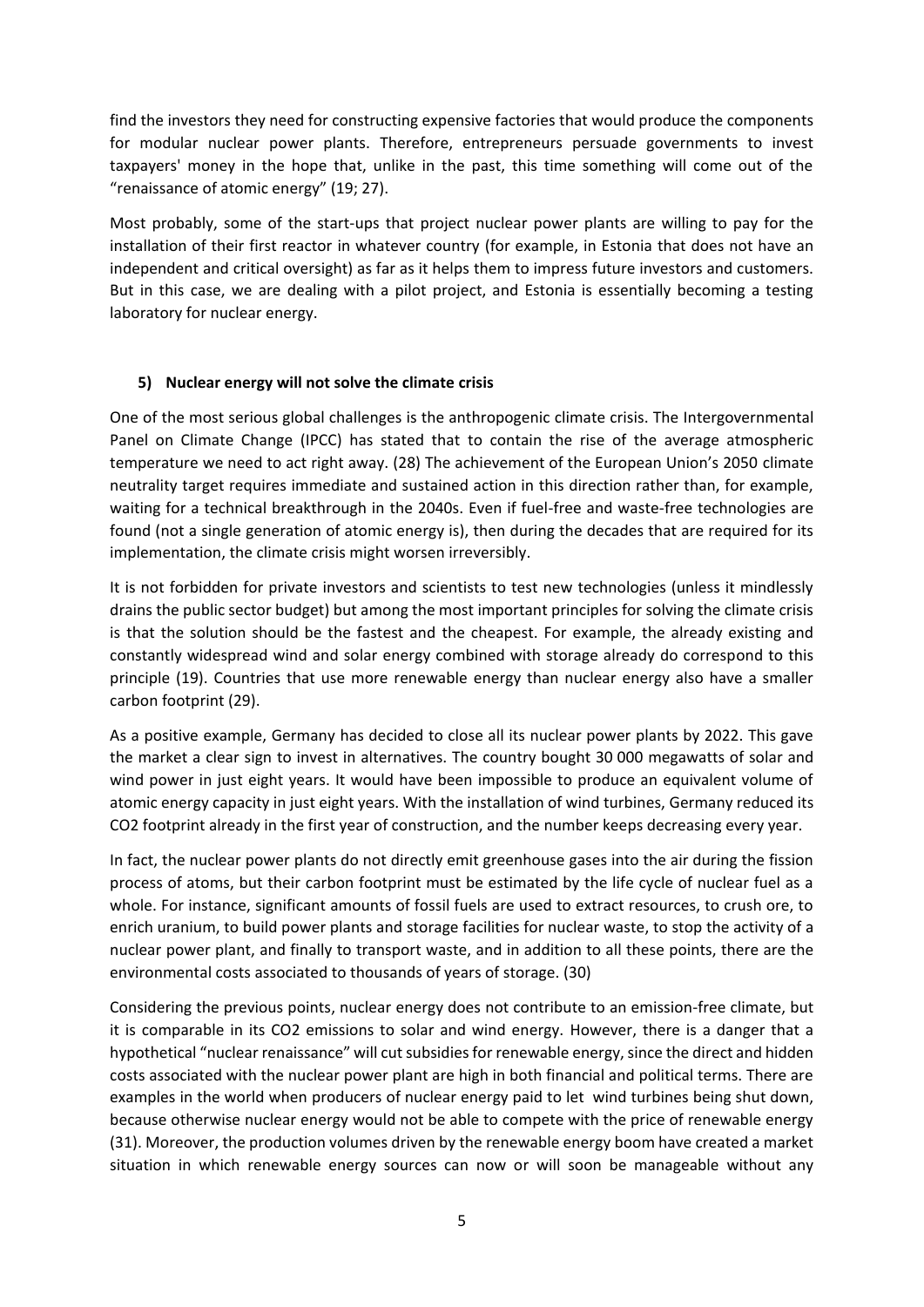find the investors they need for constructing expensive factories that would produce the components for modular nuclear power plants. Therefore, entrepreneurs persuade governments to invest taxpayers' money in the hope that, unlike in the past, this time something will come out of the "renaissance of atomic energy" (19; 27).

Most probably, some of the start-ups that project nuclear power plants are willing to pay for the installation of their first reactor in whatever country (for example, in Estonia that does not have an independent and critical oversight) as far as it helps them to impress future investors and customers. But in this case, we are dealing with a pilot project, and Estonia is essentially becoming a testing laboratory for nuclear energy.

### 5) Nuclear energy will not solve the climate crisis

One of the most serious global challenges is the anthropogenic climate crisis. The Intergovernmental Panel on Climate Change (IPCC) has stated that to contain the rise of the average atmospheric temperature we need to act right away. (28) The achievement of the European Union's 2050 climate neutrality target requires immediate and sustained action in this direction rather than, for example, waiting for a technical breakthrough in the 2040s. Even if fuel-free and waste-free technologies are found (not a single generation of atomic energy is), then during the decades that are required for its implementation, the climate crisis might worsen irreversibly.

It is not forbidden for private investors and scientists to test new technologies (unless it mindlessly drains the public sector budget) but among the most important principles for solving the climate crisis is that the solution should be the fastest and the cheapest. For example, the already existing and constantly widespread wind and solar energy combined with storage already do correspond to this principle (19). Countries that use more renewable energy than nuclear energy also have a smaller carbon footprint (29).

As a positive example, Germany has decided to close all its nuclear power plants by 2022. This gave the market a clear sign to invest in alternatives. The country bought 30 000 megawatts of solar and wind power in just eight years. It would have been impossible to produce an equivalent volume of atomic energy capacity in just eight years. With the installation of wind turbines, Germany reduced its $CO_2$ footprint already in the first year of construction, and the number keeps decreasing every year.

In fact, the nuclear power plants do not directly emit greenhouse gases into the air during the fission process of atoms, but their carbon footprint must be estimated by the life cycle of nuclear fuel as a whole. For instance, significant amounts of fossil fuels are used to extract resources, to crush ore, to enrich uranium, to build power plants and storage facilities for nuclear waste, to stop the activity of a nuclear power plant, and finally to transport waste, and in addition to all these points, there are the environmental costs associated to thousands of years of storage. (30)

Considering the previous points, nuclear energy does not contribute to an emission-free climate, but it is comparable in its $CO_2$ emissions to solar and wind energy. However, there is a danger that a hypothetical "nuclear renaissance" will cut subsidies for renewable energy, since the direct and hidden costs associated with the nuclear power plant are high in both financial and political terms. There are examples in the world when producers of nuclear energy paid to let wind turbines being shut down, because otherwise nuclear energy would not be able to compete with the price of renewable energy (31). Moreover, the production volumes driven by the renewable energy boom have created a market situation in which renewable energy sources can now or will soon be manageable without any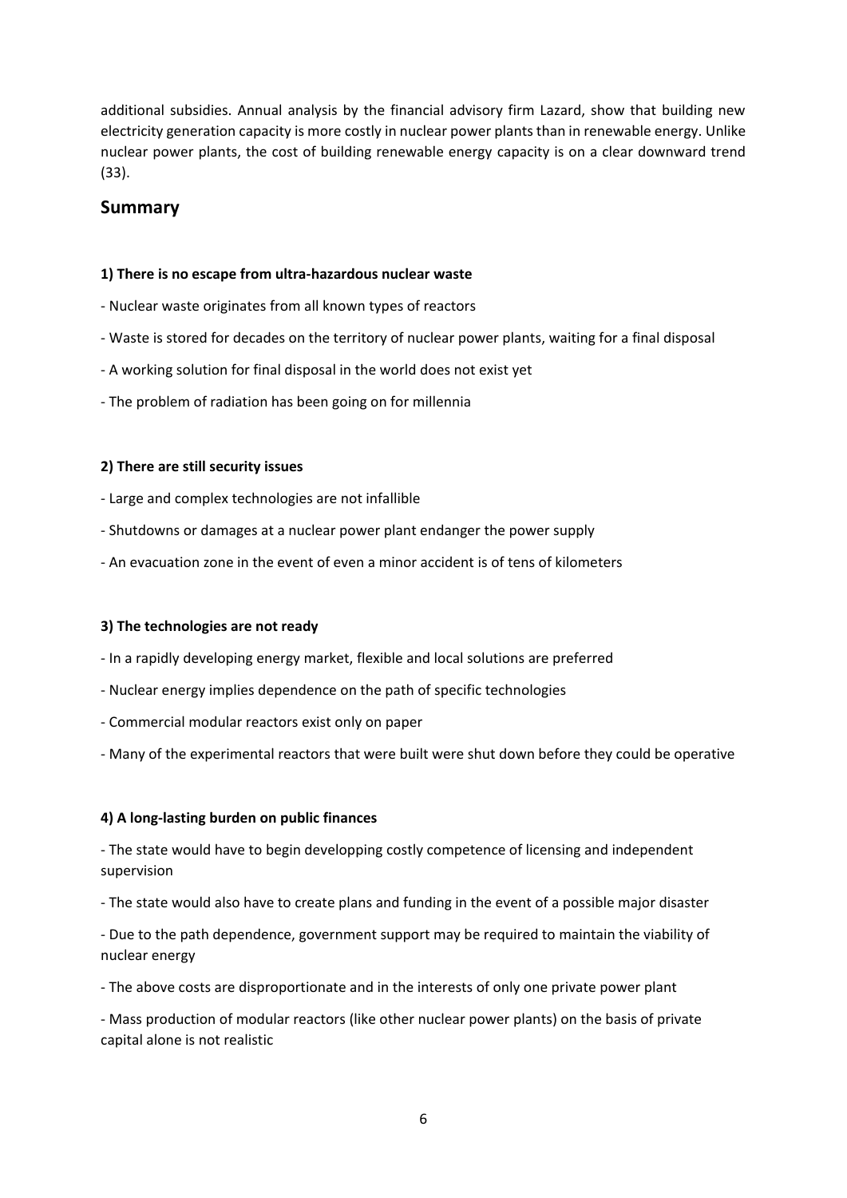additional subsidies. Annual analysis by the financial advisory firm Lazard, show that building new electricity generation capacity is more costly in nuclear power plants than in renewable energy. Unlike nuclear power plants, the cost of building renewable energy capacity is on a clear downward trend (33).

## Summary

**1) There is no escape from ultra-hazardous nuclear waste**

- Nuclear waste originates from all known types of reactors
- Waste is stored for decades on the territory of nuclear power plants, waiting for a final disposal
- A working solution for final disposal in the world does not exist yet
- The problem of radiation has been going on for millennia

**2) There are still security issues**

- Large and complex technologies are not infallible
- Shutdowns or damages at a nuclear power plant endanger the power supply
- An evacuation zone in the event of even a minor accident is of tens of kilometers

**3) The technologies are not ready**

- In a rapidly developing energy market, flexible and local solutions are preferred
- Nuclear energy implies dependence on the path of specific technologies
- Commercial modular reactors exist only on paper
- Many of the experimental reactors that were built were shut down before they could be operative

**4) A long-lasting burden on public finances**

- The state would have to begin developping costly competence of licensing and independent supervision
- The state would also have to create plans and funding in the event of a possible major disaster
- Due to the path dependence, government support may be required to maintain the viability of nuclear energy
- The above costs are disproportionate and in the interests of only one private power plant
- Mass production of modular reactors (like other nuclear power plants) on the basis of private capital alone is not realistic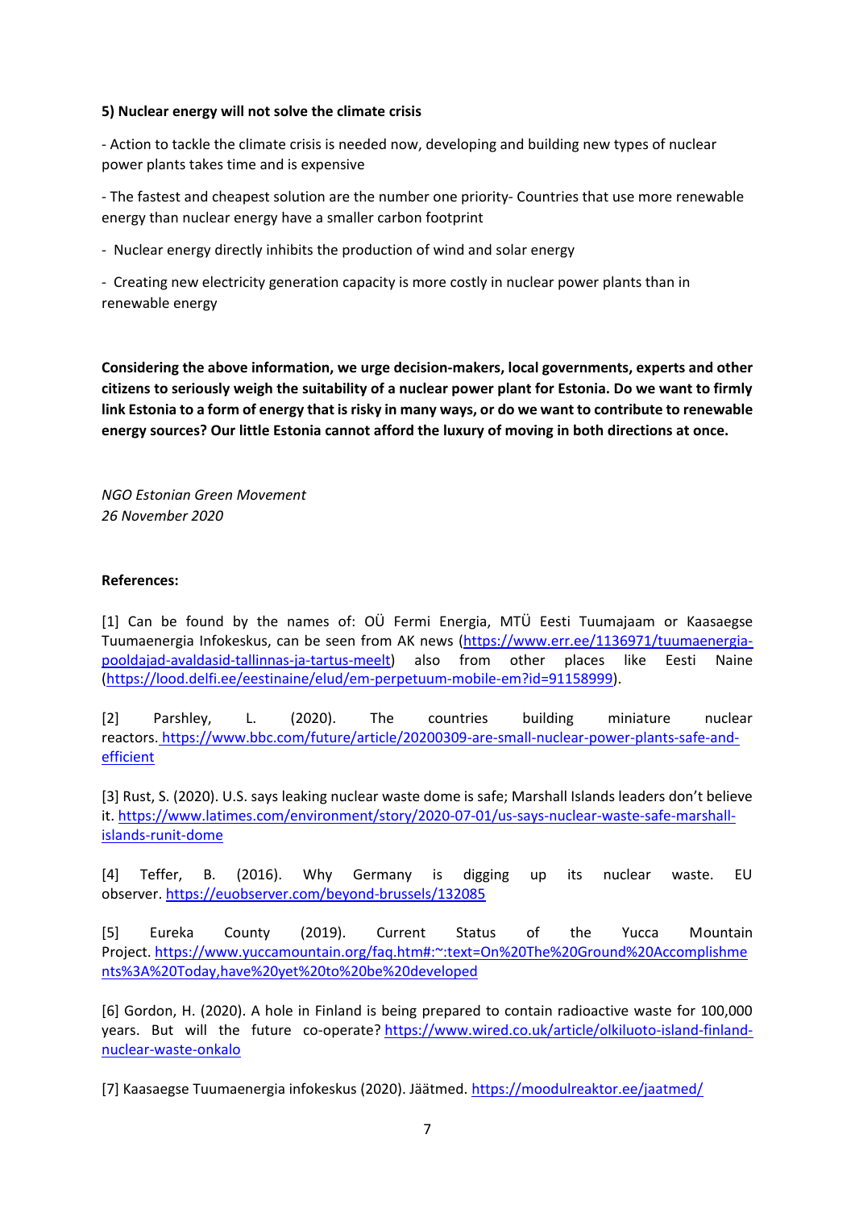**5) Nuclear energy will not solve the climate crisis**

- Action to tackle the climate crisis is needed now, developing and building new types of nuclear power plants takes time and is expensive

- The fastest and cheapest solution are the number one priority- Countries that use more renewable energy than nuclear energy have a smaller carbon footprint

- Nuclear energy directly inhibits the production of wind and solar energy

- Creating new electricity generation capacity is more costly in nuclear power plants than in renewable energy

**Considering the above information, we urge decision-makers, local governments, experts and other citizens to seriously weigh the suitability of a nuclear power plant for Estonia. Do we want to firmly link Estonia to a form of energy that is risky in many ways, or do we want to contribute to renewable energy sources? Our little Estonia cannot afford the luxury of moving in both directions at once.**

*NGO Estonian Green Movement*
*26 November 2020*

**References:**

[1] Can be found by the names of: OÜ Fermi Energia, MTÜ Eesti Tuumajaam or Kaasaegse Tuumaenergia Infokeskus, can be seen from AK news (https://www.err.ee/1136971/tuumaenergia-pooldajad-avaldasid-tallinnas-ja-tartus-meelt) also from other places like Eesti Naine (https://lood.delfi.ee/eestinaine/elud/em-perpetuum-mobile-em?id=91158999).

[2] Parshley, L. (2020). The countries building miniature nuclear reactors. https://www.bbc.com/future/article/20200309-are-small-nuclear-power-plants-safe-and-efficient

[3] Rust, S. (2020). U.S. says leaking nuclear waste dome is safe; Marshall Islands leaders don't believe it. https://www.latimes.com/environment/story/2020-07-01/us-says-nuclear-waste-safe-marshall-islands-runit-dome

[4] Teffer, B. (2016). Why Germany is digging up its nuclear waste. EU observer. https://euobserver.com/beyond-brussels/132085

[5] Eureka County (2019). Current Status of the Yucca Mountain Project. https://www.yuccamountain.org/faq.htm#:~:text=On%20The%20Ground%20Accomplishments%3A%20Today,have%20yet%20to%20be%20developed

[6] Gordon, H. (2020). A hole in Finland is being prepared to contain radioactive waste for 100,000 years. But will the future co-operate? https://www.wired.co.uk/article/olkiluoto-island-finland-nuclear-waste-onkalo

[7] Kaasaegse Tuumaenergia infokeskus (2020). Jäätmed. https://moodulreaktor.ee/jaatmed/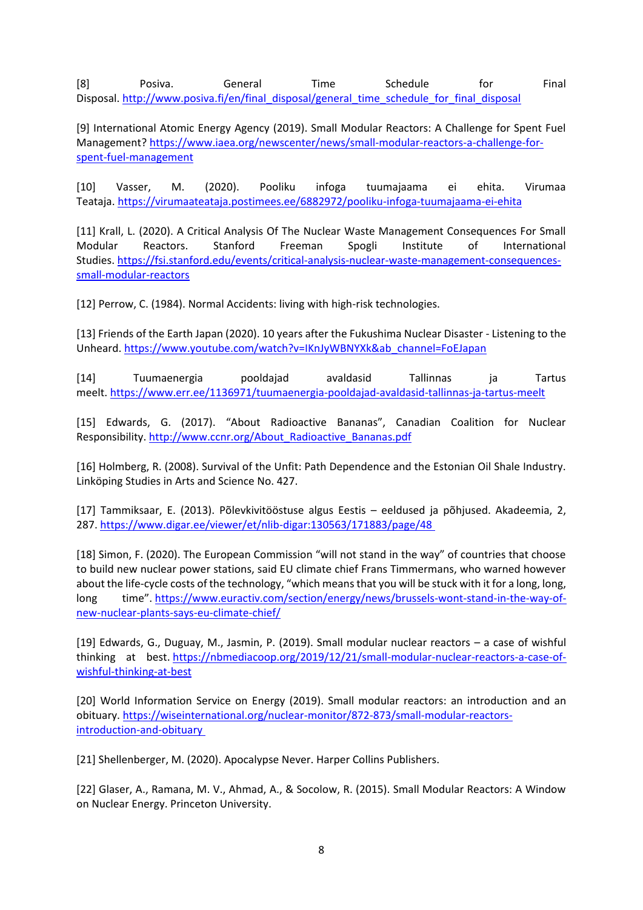[8] Posiva. General Time Schedule for Final Disposal. http://www.posiva.fi/en/final_disposal/general_time_schedule_for_final_disposal

[9] International Atomic Energy Agency (2019). Small Modular Reactors: A Challenge for Spent Fuel Management? https://www.iaea.org/newscenter/news/small-modular-reactors-a-challenge-for-spent-fuel-management

[10] Vasser, M. (2020). Pooliku infoga tuumajaama ei ehita. Virumaa Teataja. https://virumaateataja.postimees.ee/6882972/pooliku-infoga-tuumajaama-ei-ehita

[11] Krall, L. (2020). A Critical Analysis Of The Nuclear Waste Management Consequences For Small Modular Reactors. Stanford Freeman Spogli Institute of International Studies. https://fsi.stanford.edu/events/critical-analysis-nuclear-waste-management-consequences-small-modular-reactors

[12] Perrow, C. (1984). Normal Accidents: living with high-risk technologies.

[13] Friends of the Earth Japan (2020). 10 years after the Fukushima Nuclear Disaster - Listening to the Unheard. https://www.youtube.com/watch?v=IKnJyWBNYXk&ab_channel=FoEJapan

[14] Tuumaenergia pooldajad avaldasid Tallinnas ja Tartus meelt. https://www.err.ee/1136971/tuumaenergia-pooldajad-avaldasid-tallinnas-ja-tartus-meelt

[15] Edwards, G. (2017). “About Radioactive Bananas”, Canadian Coalition for Nuclear Responsibility. http://www.ccnr.org/About_Radioactive_Bananas.pdf

[16] Holmberg, R. (2008). Survival of the Unfit: Path Dependence and the Estonian Oil Shale Industry. Linköping Studies in Arts and Science No. 427.

[17] Tammiksaar, E. (2013). Põlevkivitööstuse algus Eestis – eeldused ja põhjused. Akadeemia, 2, 287. https://www.digar.ee/viewer/et/nlib-digar:130563/171883/page/48

[18] Simon, F. (2020). The European Commission “will not stand in the way” of countries that choose to build new nuclear power stations, said EU climate chief Frans Timmermans, who warned however about the life-cycle costs of the technology, “which means that you will be stuck with it for a long, long, long time”. https://www.euractiv.com/section/energy/news/brussels-wont-stand-in-the-way-of-new-nuclear-plants-says-eu-climate-chief/

[19] Edwards, G., Duguay, M., Jasmin, P. (2019). Small modular nuclear reactors – a case of wishful thinking at best. https://nbmediacoop.org/2019/12/21/small-modular-nuclear-reactors-a-case-of-wishful-thinking-at-best

[20] World Information Service on Energy (2019). Small modular reactors: an introduction and an obituary. https://wiseinternational.org/nuclear-monitor/872-873/small-modular-reactors-introduction-and-obituary

[21] Shellenberger, M. (2020). Apocalypse Never. Harper Collins Publishers.

[22] Glaser, A., Ramana, M. V., Ahmad, A., & Socolow, R. (2015). Small Modular Reactors: A Window on Nuclear Energy. Princeton University.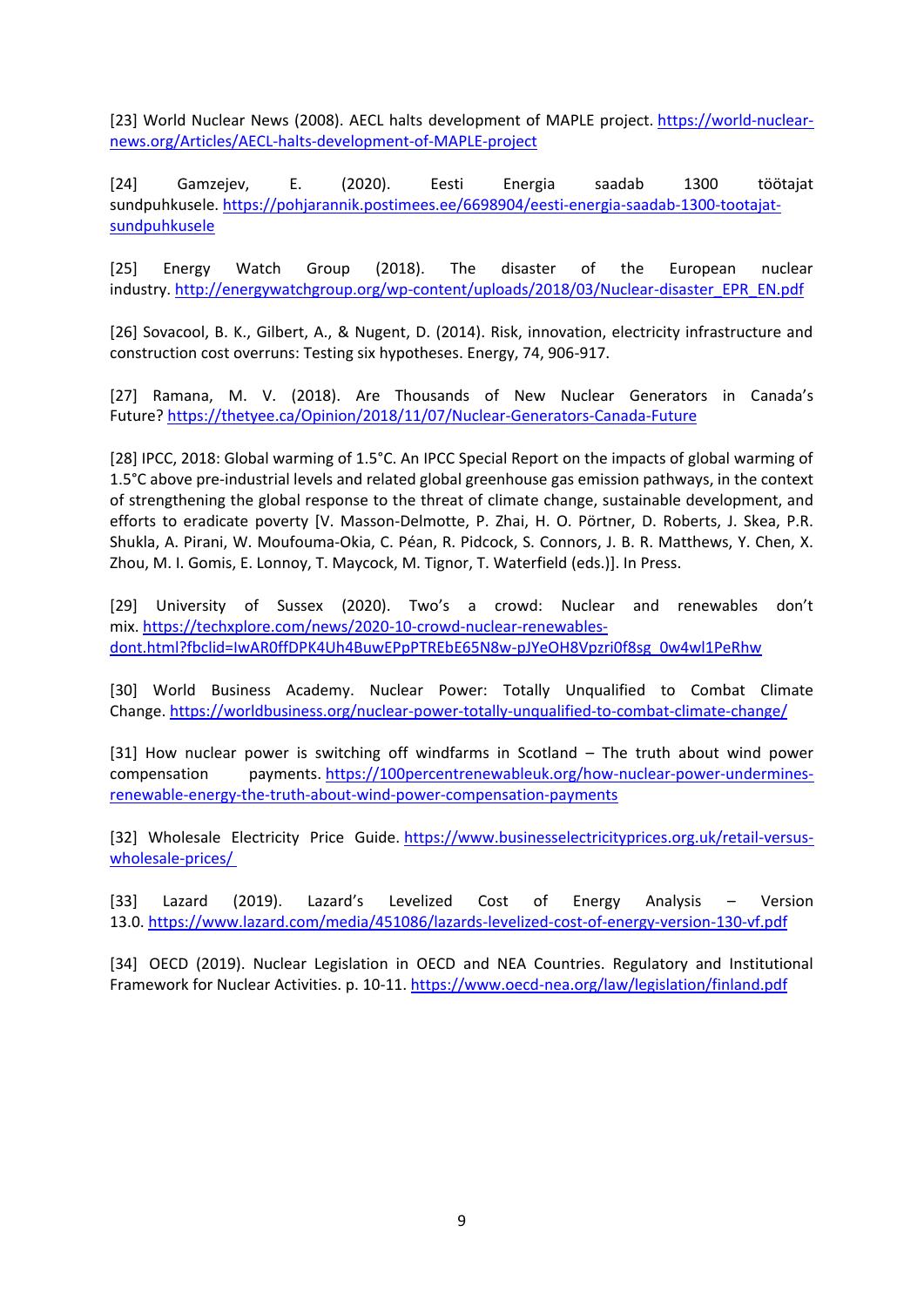[23] World Nuclear News (2008). AECL halts development of MAPLE project. https://world-nuclear-news.org/Articles/AECL-halts-development-of-MAPLE-project

[24] Gamzejev, E. (2020). Eesti Energia saadab 1300 töötajat sundpuhkusele. https://pohjarannik.postimees.ee/6698904/eesti-energia-saadab-1300-tootajat-sundpuhkusele

[25] Energy Watch Group (2018). The disaster of the European nuclear industry. http://energywatchgroup.org/wp-content/uploads/2018/03/Nuclear-disaster_EPR_EN.pdf

[26] Sovacool, B. K., Gilbert, A., & Nugent, D. (2014). Risk, innovation, electricity infrastructure and construction cost overruns: Testing six hypotheses. Energy, 74, 906-917.

[27] Ramana, M. V. (2018). Are Thousands of New Nuclear Generators in Canada's Future? https://thetyee.ca/Opinion/2018/11/07/Nuclear-Generators-Canada-Future

[28] IPCC, 2018: Global warming of 1.5°C. An IPCC Special Report on the impacts of global warming of 1.5°C above pre-industrial levels and related global greenhouse gas emission pathways, in the context of strengthening the global response to the threat of climate change, sustainable development, and efforts to eradicate poverty [V. Masson-Delmotte, P. Zhai, H. O. Pörtner, D. Roberts, J. Skea, P.R. Shukla, A. Pirani, W. Moufouma-Okia, C. Péan, R. Pidcock, S. Connors, J. B. R. Matthews, Y. Chen, X. Zhou, M. I. Gomis, E. Lonnoy, T. Maycock, M. Tignor, T. Waterfield (eds.)]. In Press.

[29] University of Sussex (2020). Two's a crowd: Nuclear and renewables don't mix. https://techxplore.com/news/2020-10-crowd-nuclear-renewables-dont.html?fbclid=IwAR0ffDPK4Uh4BuwEPpPTREbE65N8w-pJYeOH8Vpzri0f8sg_0w4wl1PeRhw

[30] World Business Academy. Nuclear Power: Totally Unqualified to Combat Climate Change. https://worldbusiness.org/nuclear-power-totally-unqualified-to-combat-climate-change/

[31] How nuclear power is switching off windfarms in Scotland – The truth about wind power compensation payments. https://100percentrenewableuk.org/how-nuclear-power-undermines-renewable-energy-the-truth-about-wind-power-compensation-payments

[32] Wholesale Electricity Price Guide. https://www.businesselectricityprices.org.uk/retail-versus-wholesale-prices/

[33] Lazard (2019). Lazard's Levelized Cost of Energy Analysis – Version 13.0. https://www.lazard.com/media/451086/lazards-levelized-cost-of-energy-version-130-vf.pdf

[34] OECD (2019). Nuclear Legislation in OECD and NEA Countries. Regulatory and Institutional Framework for Nuclear Activities. p. 10-11. https://www.oecd-nea.org/law/legislation/finland.pdf